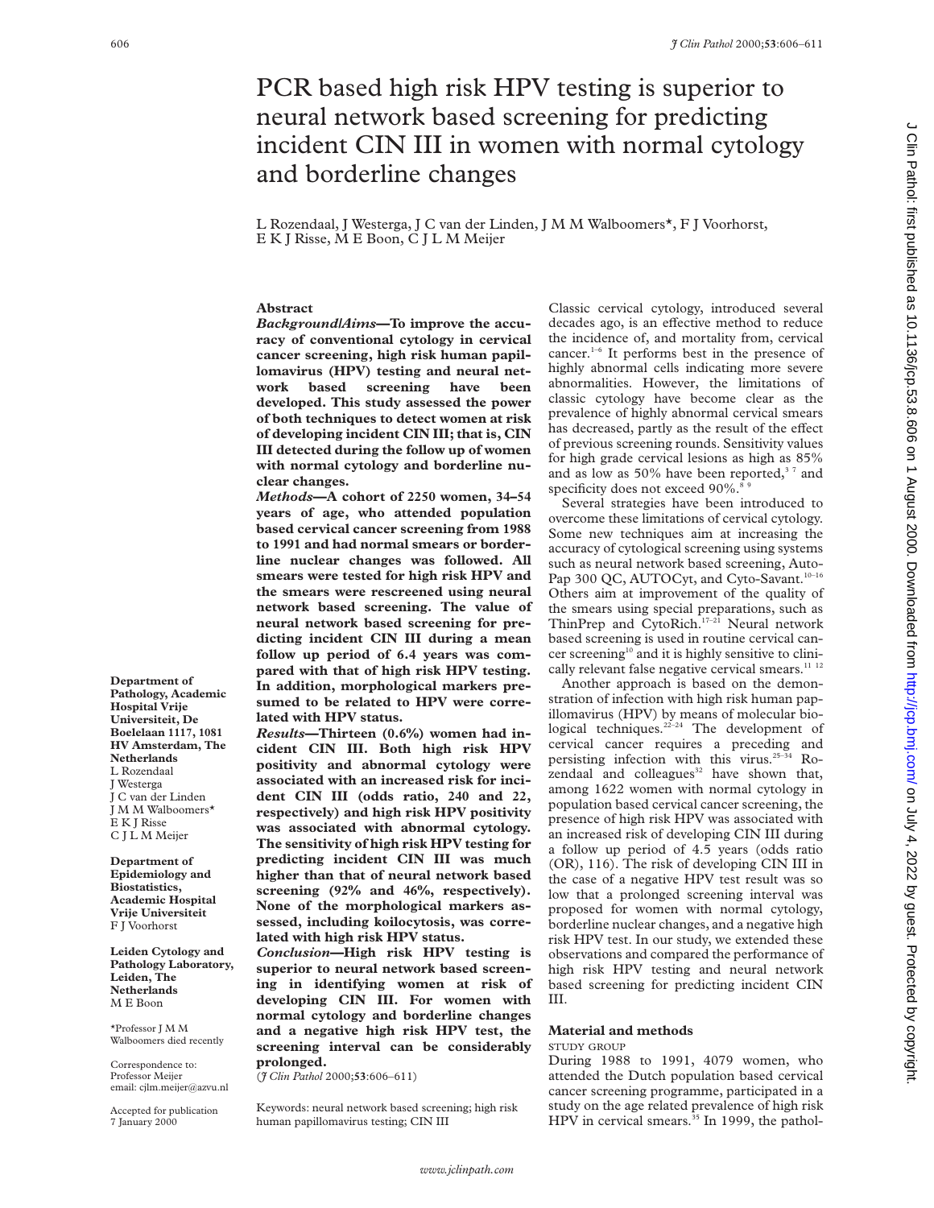# PCR based high risk HPV testing is superior to neural network based screening for predicting incident CIN III in women with normal cytology and borderline changes

L Rozendaal, J Westerga, J C van der Linden, J M M Walboomers*, F J Voorhorst, E K J Risse, M E Boon, C J L M Meijer

Department of Pathology, Academic Hospital Vrije Universiteit, De Boelelaan 1117, 1081 HV Amsterdam, The Netherlands
L Rozendaal
J Westerga
J C van der Linden
J M M Walboomers*
E K J Risse
C J L M Meijer

Department of Epidemiology and Biostatistics, Academic Hospital Vrije Universiteit
F J Voorhorst

Leiden Cytology and Pathology Laboratory, Leiden, The Netherlands
M E Boon

*Professor J M M Walboomers died recently

Correspondence to: Professor Meijer
email: cjlm.meijer@azvu.nl

Accepted for publication 7 January 2000

## Abstract

***Background/Aims*—To improve the accuracy of conventional cytology in cervical cancer screening, high risk human papillomavirus (HPV) testing and neural network based screening have been developed. This study assessed the power of both techniques to detect women at risk of developing incident CIN III; that is, CIN III detected during the follow up of women with normal cytology and borderline nuclear changes.**

***Methods*—A cohort of 2250 women, 34–54 years of age, who attended population based cervical cancer screening from 1988 to 1991 and had normal smears or borderline nuclear changes was followed. All smears were tested for high risk HPV and the smears were rescreened using neural network based screening. The value of neural network based screening for predicting incident CIN III during a mean follow up period of 6.4 years was compared with that of high risk HPV testing. In addition, morphological markers presumed to be related to HPV were correlated with HPV status.**

***Results*—Thirteen (0.6%) women had incident CIN III. Both high risk HPV positivity and abnormal cytology were associated with an increased risk for incident CIN III (odds ratio, 240 and 22, respectively) and high risk HPV positivity was associated with abnormal cytology. The sensitivity of high risk HPV testing for predicting incident CIN III was much higher than that of neural network based screening (92% and 46%, respectively). None of the morphological markers assessed, including koilocytosis, was correlated with high risk HPV status.**

***Conclusion*—High risk HPV testing is superior to neural network based screening in identifying women at risk of developing CIN III. For women with normal cytology and borderline changes and a negative high risk HPV test, the screening interval can be considerably prolonged.**

(*J Clin Pathol* 2000;**53**:606–611)

Keywords: neural network based screening; high risk human papillomavirus testing; CIN III

Classic cervical cytology, introduced several decades ago, is an effective method to reduce the incidence of, and mortality from, cervical cancer.[1–6] It performs best in the presence of highly abnormal cells indicating more severe abnormalities. However, the limitations of classic cytology have become clear as the prevalence of highly abnormal cervical smears has decreased, partly as the result of the effect of previous screening rounds. Sensitivity values for high grade cervical lesions as high as 85% and as low as 50% have been reported,[3 7] and specificity does not exceed 90%.[8 9]

Several strategies have been introduced to overcome these limitations of cervical cytology. Some new techniques aim at increasing the accuracy of cytological screening using systems such as neural network based screening, AutoPap 300 QC, AUTOCyt, and Cyto-Savant.[10–16] Others aim at improvement of the quality of the smears using special preparations, such as ThinPrep and CytoRich.[17–21] Neural network based screening is used in routine cervical cancer screening[10] and it is highly sensitive to clinically relevant false negative cervical smears.[11 12]

Another approach is based on the demonstration of infection with high risk human papillomavirus (HPV) by means of molecular biological techniques.[22–24] The development of cervical cancer requires a preceding and persisting infection with this virus.[25–34] Rozendaal and colleagues[32] have shown that, among 1622 women with normal cytology in population based cervical cancer screening, the presence of high risk HPV was associated with an increased risk of developing CIN III during a follow up period of 4.5 years (odds ratio (OR), 116). The risk of developing CIN III in the case of a negative HPV test result was so low that a prolonged screening interval was proposed for women with normal cytology, borderline nuclear changes, and a negative high risk HPV test. In our study, we extended these observations and compared the performance of high risk HPV testing and neural network based screening for predicting incident CIN III.

## Material and methods

### STUDY GROUP

During 1988 to 1991, 4079 women, who attended the Dutch population based cervical cancer screening programme, participated in a study on the age related prevalence of high risk HPV in cervical smears.[35] In 1999, the pathol-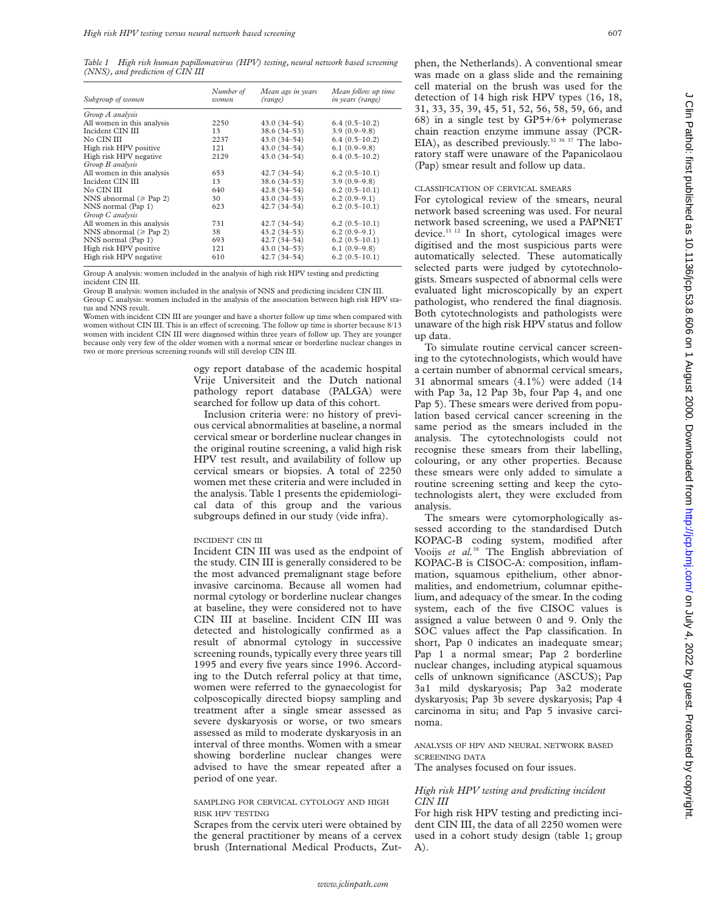*Table 1 High risk human papillomavirus (HPV) testing, neural network based screening (NNS), and prediction of CIN III*

| Subgroup of women | Number of women | Mean age in years (range) | Mean follow up time in years (range) |
|---|---|---|---|
| *Group A analysis* | | | |
| All women in this analysis | 2250 | 43.0 (34–54) | 6.4 (0.5–10.2) |
| Incident CIN III | 13 | 38.6 (34–53) | 3.9 (0.9–9.8) |
| No CIN III | 2237 | 43.0 (34–54) | 6.4 (0.5–10.2) |
| High risk HPV positive | 121 | 43.0 (34–54) | 6.1 (0.9–9.8) |
| High risk HPV negative | 2129 | 43.0 (34–54) | 6.4 (0.5–10.2) |
| *Group B analysis* | | | |
| All women in this analysis | 653 | 42.7 (34–54) | 6.2 (0.5–10.1) |
| Incident CIN III | 13 | 38.6 (34–53) | 3.9 (0.9–9.8) |
| No CIN III | 640 | 42.8 (34–54) | 6.2 (0.5–10.1) |
| NNS abnormal (≥ Pap 2) | 30 | 43.0 (34–53) | 6.2 (0.9–9.1) |
| NNS normal (Pap 1) | 623 | 42.7 (34–54) | 6.2 (0.5–10.1) |
| *Group C analysis* | | | |
| All women in this analysis | 731 | 42.7 (34–54) | 6.2 (0.5–10.1) |
| NNS abnormal (≥ Pap 2) | 38 | 43.2 (34–53) | 6.2 (0.9–9.1) |
| NNS normal (Pap 1) | 693 | 42.7 (34–54) | 6.2 (0.5–10.1) |
| High risk HPV positive | 121 | 43.0 (34–53) | 6.1 (0.9–9.8) |
| High risk HPV negative | 610 | 42.7 (34–54) | 6.2 (0.5–10.1) |

Group A analysis: women included in the analysis of high risk HPV testing and predicting incident CIN III.
Group B analysis: women included in the analysis of NNS and predicting incident CIN III.
Group C analysis: women included in the analysis of the association between high risk HPV status and NNS result.
Women with incident CIN III are younger and have a shorter follow up time when compared with women without CIN III. This is an effect of screening. The follow up time is shorter because 8/13 women with incident CIN III were diagnosed within three years of follow up. They are younger because only very few of the older women with a normal smear or borderline nuclear changes in two or more previous screening rounds will still develop CIN III.

ogy report database of the academic hospital Vrije Universiteit and the Dutch national pathology report database (PALGA) were searched for follow up data of this cohort.

Inclusion criteria were: no history of previous cervical abnormalities at baseline, a normal cervical smear or borderline nuclear changes in the original routine screening, a valid high risk HPV test result, and availability of follow up cervical smears or biopsies. A total of 2250 women met these criteria and were included in the analysis. Table 1 presents the epidemiological data of this group and the various subgroups defined in our study (vide infra).

### INCIDENT CIN III

Incident CIN III was used as the endpoint of the study. CIN III is generally considered to be the most advanced premalignant stage before invasive carcinoma. Because all women had normal cytology or borderline nuclear changes at baseline, they were considered not to have CIN III at baseline. Incident CIN III was detected and histologically confirmed as a result of abnormal cytology in successive screening rounds, typically every three years till 1995 and every five years since 1996. According to the Dutch referral policy at that time, women were referred to the gynaecologist for colposcopically directed biopsy sampling and treatment after a single smear assessed as severe dyskaryosis or worse, or two smears assessed as mild to moderate dyskaryosis in an interval of three months. Women with a smear showing borderline nuclear changes were advised to have the smear repeated after a period of one year.

### SAMPLING FOR CERVICAL CYTOLOGY AND HIGH RISK HPV TESTING

Scrapes from the cervix uteri were obtained by the general practitioner by means of a cervex brush (International Medical Products, Zutphen, the Netherlands). A conventional smear was made on a glass slide and the remaining cell material on the brush was used for the detection of 14 high risk HPV types (16, 18, 31, 33, 35, 39, 45, 51, 52, 56, 58, 59, 66, and 68) in a single test by GP5+/6+ polymerase chain reaction enzyme immune assay (PCR-EIA), as described previously.[32 36 37] The laboratory staff were unaware of the Papanicolaou (Pap) smear result and follow up data.

### CLASSIFICATION OF CERVICAL SMEARS

For cytological review of the smears, neural network based screening was used. For neural network based screening, we used a PAPNET device.[11 12] In short, cytological images were digitised and the most suspicious parts were automatically selected. These automatically selected parts were judged by cytotechnologists. Smears suspected of abnormal cells were evaluated light microscopically by an expert pathologist, who rendered the final diagnosis. Both cytotechnologists and pathologists were unaware of the high risk HPV status and follow up data.

To simulate routine cervical cancer screening to the cytotechnologists, which would have a certain number of abnormal cervical smears, 31 abnormal smears (4.1%) were added (14 with Pap 3a, 12 Pap 3b, four Pap 4, and one Pap 5). These smears were derived from population based cervical cancer screening in the same period as the smears included in the analysis. The cytotechnologists could not recognise these smears from their labelling, colouring, or any other properties. Because these smears were only added to simulate a routine screening setting and keep the cytotechnologists alert, they were excluded from analysis.

The smears were cytomorphologically assessed according to the standardised Dutch KOPAC-B coding system, modified after Vooijs *et al.*[38] The English abbreviation of KOPAC-B is CISOC-A: composition, inflammation, squamous epithelium, other abnormalities, and endometrium, columnar epithelium, and adequacy of the smear. In the coding system, each of the five CISOC values is assigned a value between 0 and 9. Only the SOC values affect the Pap classification. In short, Pap 0 indicates an inadequate smear; Pap 1 a normal smear; Pap 2 borderline nuclear changes, including atypical squamous cells of unknown significance (ASCUS); Pap 3a1 mild dyskaryosis; Pap 3a2 moderate dyskaryosis; Pap 3b severe dyskaryosis; Pap 4 carcinoma in situ; and Pap 5 invasive carcinoma.

### ANALYSIS OF HPV AND NEURAL NETWORK BASED SCREENING DATA

The analyses focused on four issues.

#### *High risk HPV testing and predicting incident CIN III*

For high risk HPV testing and predicting incident CIN III, the data of all 2250 women were used in a cohort study design (table 1; group A).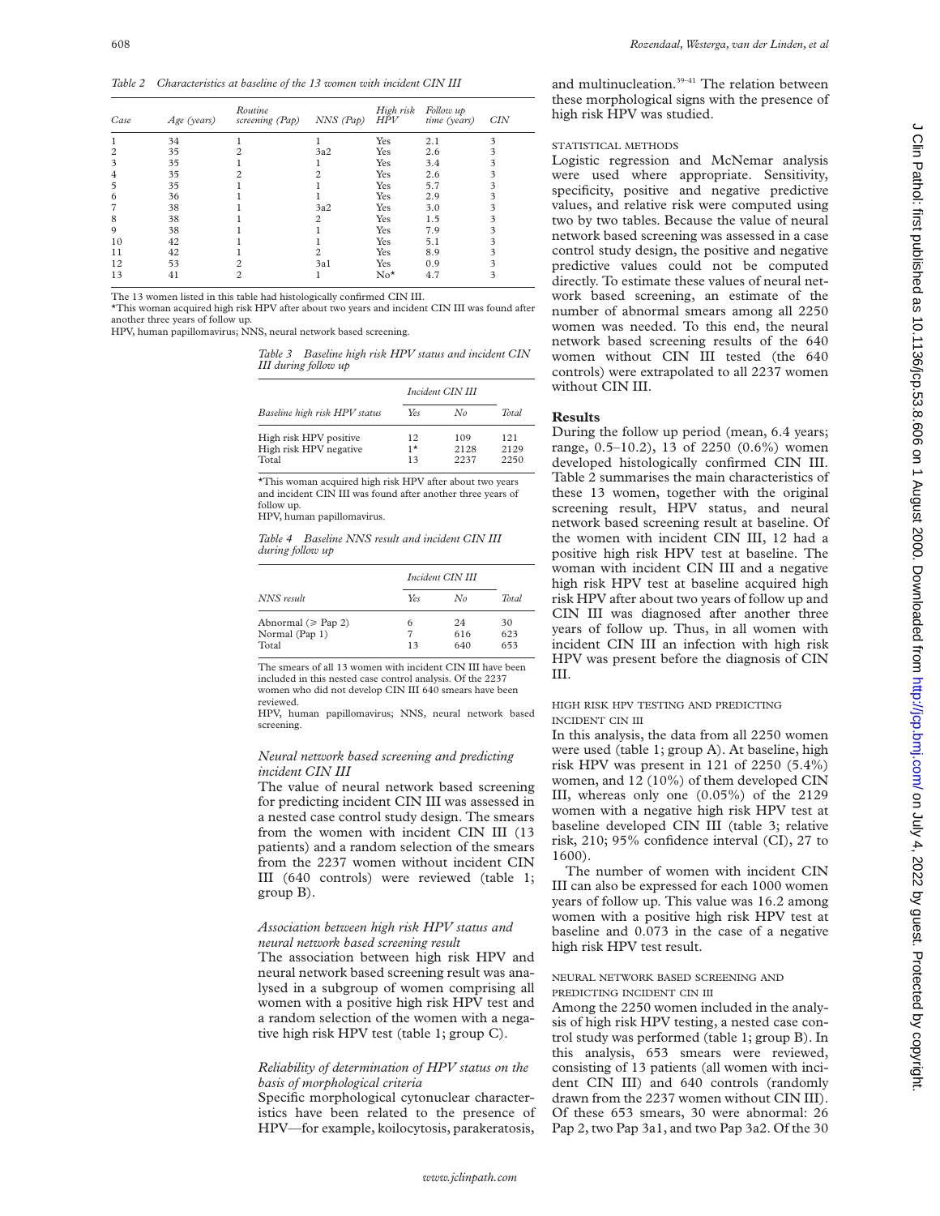*Table 2 Characteristics at baseline of the 13 women with incident CIN III*

| Case | Age (years) | Routine screening (Pap) | NNS (Pap) | High risk HPV | Follow up time (years) | CIN |
|---|---|---|---|---|---|---|
| 1 | 34 | 1 | 1 | Yes | 2.1 | 3 |
| 2 | 35 | 2 | 3a2 | Yes | 2.6 | 3 |
| 3 | 35 | 1 | 1 | Yes | 3.4 | 3 |
| 4 | 35 | 2 | 2 | Yes | 2.6 | 3 |
| 5 | 35 | 1 | 1 | Yes | 5.7 | 3 |
| 6 | 36 | 1 | 1 | Yes | 2.9 | 3 |
| 7 | 38 | 1 | 3a2 | Yes | 3.0 | 3 |
| 8 | 38 | 1 | 2 | Yes | 1.5 | 3 |
| 9 | 38 | 1 | 1 | Yes | 7.9 | 3 |
| 10 | 42 | 1 | 1 | Yes | 5.1 | 3 |
| 11 | 42 | 1 | 2 | Yes | 8.9 | 3 |
| 12 | 53 | 2 | 3a1 | Yes | 0.9 | 3 |
| 13 | 41 | 2 | 1 | No* | 4.7 | 3 |

The 13 women listed in this table had histologically confirmed CIN III.
*This woman acquired high risk HPV after about two years and incident CIN III was found after another three years of follow up.
HPV, human papillomavirus; NNS, neural network based screening.

*Table 3 Baseline high risk HPV status and incident CIN III during follow up*

| Baseline high risk HPV status | Incident CIN III Yes | No | Total |
|---|---|---|---|
| High risk HPV positive | 12 | 109 | 121 |
| High risk HPV negative | 1* | 2128 | 2129 |
| Total | 13 | 2237 | 2250 |

*This woman acquired high risk HPV after about two years and incident CIN III was found after another three years of follow up.
HPV, human papillomavirus.

*Table 4 Baseline NNS result and incident CIN III during follow up*

| NNS result | Incident CIN III Yes | No | Total |
|---|---|---|---|
| Abnormal (≥ Pap 2) | 6 | 24 | 30 |
| Normal (Pap 1) | 7 | 616 | 623 |
| Total | 13 | 640 | 653 |

The smears of all 13 women with incident CIN III have been included in this nested case control analysis. Of the 2237 women who did not develop CIN III 640 smears have been reviewed.
HPV, human papillomavirus; NNS, neural network based screening.

### *Neural network based screening and predicting incident CIN III*

The value of neural network based screening for predicting incident CIN III was assessed in a nested case control study design. The smears from the women with incident CIN III (13 patients) and a random selection of the smears from the 2237 women without incident CIN III (640 controls) were reviewed (table 1; group B).

### *Association between high risk HPV status and neural network based screening result*

The association between high risk HPV and neural network based screening result was analysed in a subgroup of women comprising all women with a positive high risk HPV test and a random selection of the women with a negative high risk HPV test (table 1; group C).

### *Reliability of determination of HPV status on the basis of morphological criteria*

Specific morphological cytonuclear characteristics have been related to the presence of HPV—for example, koilocytosis, parakeratosis, and multinucleation.[39–41] The relation between these morphological signs with the presence of high risk HPV was studied.

### STATISTICAL METHODS

Logistic regression and McNemar analysis were used where appropriate. Sensitivity, specificity, positive and negative predictive values, and relative risk were computed using two by two tables. Because the value of neural network based screening was assessed in a case control study design, the positive and negative predictive values could not be computed directly. To estimate these values of neural network based screening, an estimate of the number of abnormal smears among all 2250 women was needed. To this end, the neural network based screening results of the 640 women without CIN III tested (the 640 controls) were extrapolated to all 2237 women without CIN III.

## Results

During the follow up period (mean, 6.4 years; range, 0.5–10.2), 13 of 2250 (0.6%) women developed histologically confirmed CIN III. Table 2 summarises the main characteristics of these 13 women, together with the original screening result, HPV status, and neural network based screening result at baseline. Of the women with incident CIN III, 12 had a positive high risk HPV test at baseline. The woman with incident CIN III and a negative high risk HPV test at baseline acquired high risk HPV after about two years of follow up and CIN III was diagnosed after another three years of follow up. Thus, in all women with incident CIN III an infection with high risk HPV was present before the diagnosis of CIN III.

### HIGH RISK HPV TESTING AND PREDICTING INCIDENT CIN III

In this analysis, the data from all 2250 women were used (table 1; group A). At baseline, high risk HPV was present in 121 of 2250 (5.4%) women, and 12 (10%) of them developed CIN III, whereas only one (0.05%) of the 2129 women with a negative high risk HPV test at baseline developed CIN III (table 3; relative risk, 210; 95% confidence interval (CI), 27 to 1600).

The number of women with incident CIN III can also be expressed for each 1000 women years of follow up. This value was 16.2 among women with a positive high risk HPV test at baseline and 0.073 in the case of a negative high risk HPV test result.

### NEURAL NETWORK BASED SCREENING AND PREDICTING INCIDENT CIN III

Among the 2250 women included in the analysis of high risk HPV testing, a nested case control study was performed (table 1; group B). In this analysis, 653 smears were reviewed, consisting of 13 patients (all women with incident CIN III) and 640 controls (randomly drawn from the 2237 women without CIN III). Of these 653 smears, 30 were abnormal: 26 Pap 2, two Pap 3a1, and two Pap 3a2. Of the 30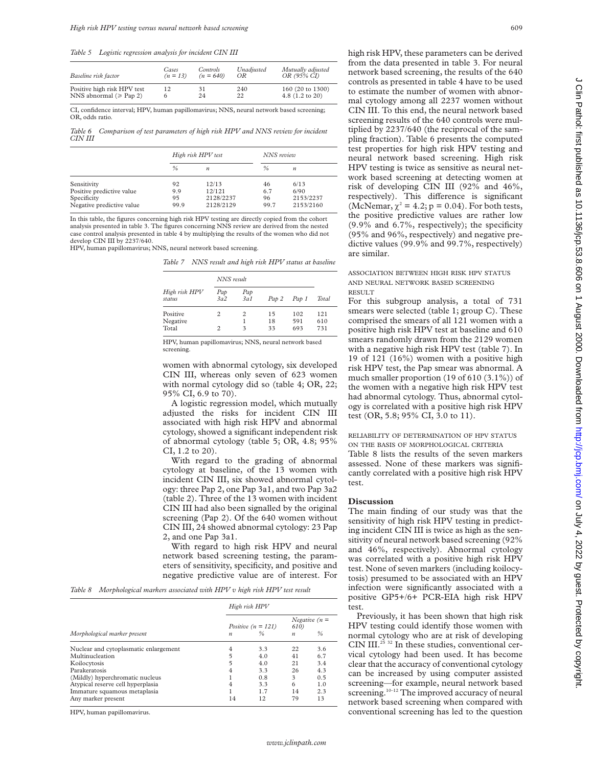*Table 5 Logistic regression analysis for incident CIN III*

| Baseline risk factor | Cases (n = 13) | Controls (n = 640) | Unadjusted OR | Mutually adjusted OR (95% CI) |
|---|---|---|---|---|
| Positive high risk HPV test | 12 | 31 | 240 | 160 (20 to 1300) |
| NNS abnormal (≥ Pap 2) | 6 | 24 | 22 | 4.8 (1.2 to 20) |

CI, confidence interval; HPV, human papillomavirus; NNS, neural network based screening; OR, odds ratio.

*Table 6 Comparison of test parameters of high risk HPV and NNS review for incident CIN III*

| | High risk HPV test | | NNS review | |
|---|---|---|---|---|
| | % | n | % | n |
| Sensitivity | 92 | 12/13 | 46 | 6/13 |
| Positive predictive value | 9.9 | 12/121 | 6.7 | 6/90 |
| Specificity | 95 | 2128/2237 | 96 | 2153/2237 |
| Negative predictive value | 99.9 | 2128/2129 | 99.7 | 2153/2160 |

In this table, the figures concerning high risk HPV testing are directly copied from the cohort analysis presented in table 3. The figures concerning NNS review are derived from the nested case control analysis presented in table 4 by multiplying the results of the women who did not develop CIN III by 2237/640.
HPV, human papillomavirus; NNS, neural network based screening.

*Table 7 NNS result and high risk HPV status at baseline*

| High risk HPV status | NNS result | | | | |
|---|---|---|---|---|---|
| | Pap 3a2 | Pap 3a1 | Pap 2 | Pap 1 | Total |
| Positive | 2 | 2 | 15 | 102 | 121 |
| Negative | | 1 | 18 | 591 | 610 |
| Total | 2 | 3 | 33 | 693 | 731 |

HPV, human papillomavirus; NNS, neural network based screening.

women with abnormal cytology, six developed CIN III, whereas only seven of 623 women with normal cytology did so (table 4; OR, 22; 95% CI, 6.9 to 70).

A logistic regression model, which mutually adjusted the risks for incident CIN III associated with high risk HPV and abnormal cytology, showed a significant independent risk of abnormal cytology (table 5; OR, 4.8; 95% CI, 1.2 to 20).

With regard to the grading of abnormal cytology at baseline, of the 13 women with incident CIN III, six showed abnormal cytology: three Pap 2, one Pap 3a1, and two Pap 3a2 (table 2). Three of the 13 women with incident CIN III had also been signalled by the original screening (Pap 2). Of the 640 women without CIN III, 24 showed abnormal cytology: 23 Pap 2, and one Pap 3a1.

With regard to high risk HPV and neural network based screening testing, the parameters of sensitivity, specificity, and positive and negative predictive value are of interest. For high risk HPV, these parameters can be derived from the data presented in table 3. For neural network based screening, the results of the 640 controls as presented in table 4 have to be used to estimate the number of women with abnormal cytology among all 2237 women without CIN III. To this end, the neural network based screening results of the 640 controls were multiplied by 2237/640 (the reciprocal of the sampling fraction). Table 6 presents the computed test properties for high risk HPV testing and neural network based screening. High risk HPV testing is twice as sensitive as neural network based screening at detecting women at risk of developing CIN III (92% and 46%, respectively). This difference is significant (McNemar, $\chi^2 = 4.2$; $p = 0.04$). For both tests, the positive predictive values are rather low (9.9% and 6.7%, respectively); the specificity (95% and 96%, respectively) and negative predictive values (99.9% and 99.7%, respectively) are similar.

### Association between high risk HPV status and neural network based screening result

For this subgroup analysis, a total of 731 smears were selected (table 1; group C). These comprised the smears of all 121 women with a positive high risk HPV test at baseline and 610 smears randomly drawn from the 2129 women with a negative high risk HPV test (table 7). In 19 of 121 (16%) women with a positive high risk HPV test, the Pap smear was abnormal. A much smaller proportion (19 of 610 (3.1%)) of the women with a negative high risk HPV test had abnormal cytology. Thus, abnormal cytology is correlated with a positive high risk HPV test (OR, 5.8; 95% CI, 3.0 to 11).

### Reliability of determination of HPV status on the basis of morphological criteria

Table 8 lists the results of the seven markers assessed. None of these markers was significantly correlated with a positive high risk HPV test.

*Table 8 Morphological markers associated with HPV v high risk HPV test result*

| Morphological marker present | High risk HPV | | | |
|---|---|---|---|---|
| | Positive (n = 121) | | Negative (n = 610) | |
| | n | % | n | % |
| Nuclear and cytoplasmatic enlargement | 4 | 3.3 | 22 | 3.6 |
| Multinucleation | 5 | 4.0 | 41 | 6.7 |
| Koilocytosis | 5 | 4.0 | 21 | 3.4 |
| Parakeratosis | 4 | 3.3 | 26 | 4.3 |
| (Mildly) hyperchromatic nucleus | 1 | 0.8 | 3 | 0.5 |
| Atypical reserve cell hyperplasia | 4 | 3.3 | 6 | 1.0 |
| Immature squamous metaplasia | 1 | 1.7 | 14 | 2.3 |
| Any marker present | 14 | 12 | 79 | 13 |

HPV, human papillomavirus.

## Discussion

The main finding of our study was that the sensitivity of high risk HPV testing in predicting incident CIN III is twice as high as the sensitivity of neural network based screening (92% and 46%, respectively). Abnormal cytology was correlated with a positive high risk HPV test. None of seven markers (including koilocytosis) presumed to be associated with an HPV infection were significantly associated with a positive GP5+/6+ PCR-EIA high risk HPV test.

Previously, it has been shown that high risk HPV testing could identify those women with normal cytology who are at risk of developing CIN III.[25,32] In these studies, conventional cervical cytology had been used. It has become clear that the accuracy of conventional cytology can be increased by using computer assisted screening—for example, neural network based screening.[10–12] The improved accuracy of neural network based screening when compared with conventional screening has led to the question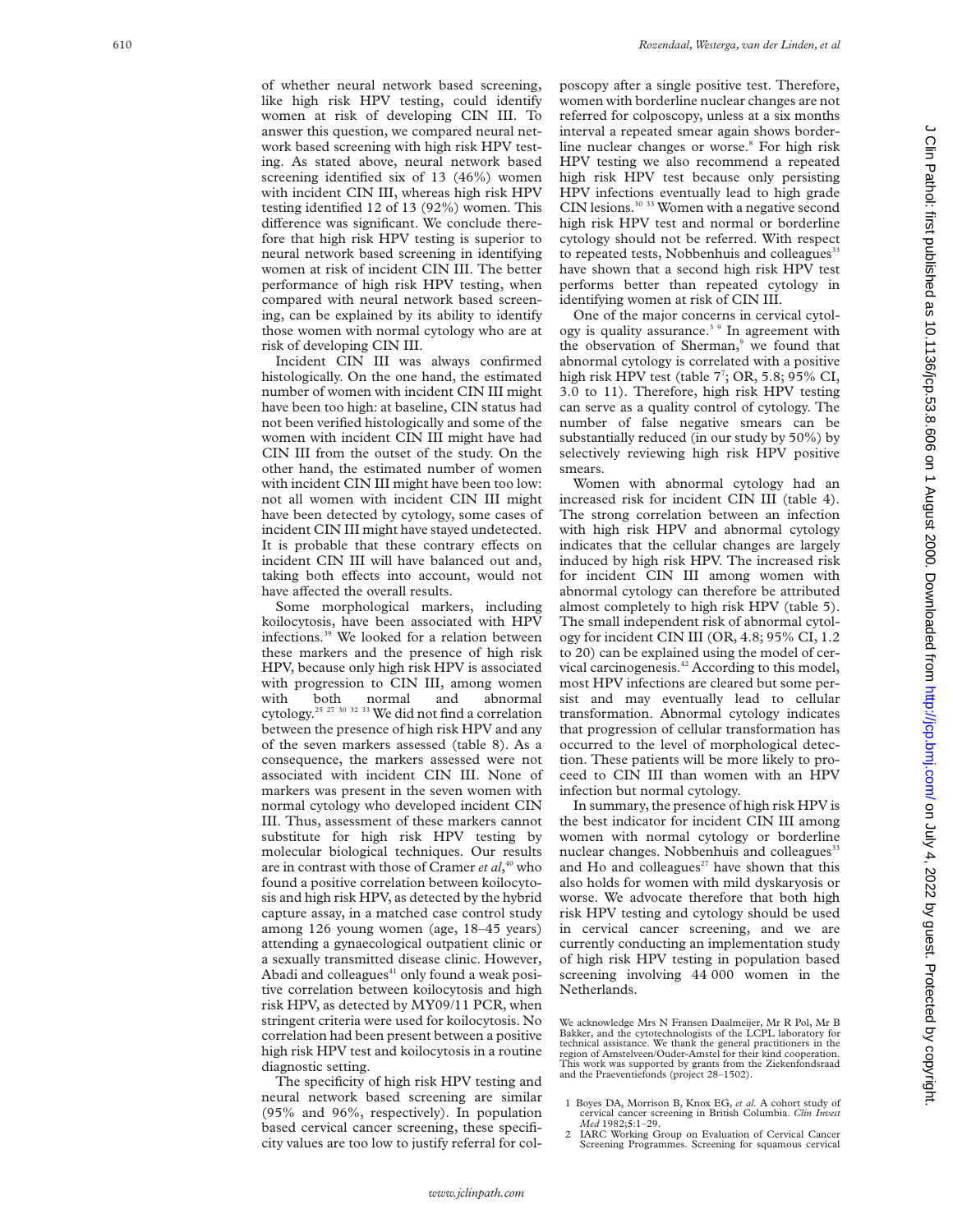of whether neural network based screening, like high risk HPV testing, could identify women at risk of developing CIN III. To answer this question, we compared neural network based screening with high risk HPV testing. As stated above, neural network based screening identified six of 13 (46%) women with incident CIN III, whereas high risk HPV testing identified 12 of 13 (92%) women. This difference was significant. We conclude therefore that high risk HPV testing is superior to neural network based screening in identifying women at risk of incident CIN III. The better performance of high risk HPV testing, when compared with neural network based screening, can be explained by its ability to identify those women with normal cytology who are at risk of developing CIN III.

Incident CIN III was always confirmed histologically. On the one hand, the estimated number of women with incident CIN III might have been too high: at baseline, CIN status had not been verified histologically and some of the women with incident CIN III might have had CIN III from the outset of the study. On the other hand, the estimated number of women with incident CIN III might have been too low: not all women with incident CIN III might have been detected by cytology, some cases of incident CIN III might have stayed undetected. It is probable that these contrary effects on incident CIN III will have balanced out and, taking both effects into account, would not have affected the overall results.

Some morphological markers, including koilocytosis, have been associated with HPV infections.[39] We looked for a relation between these markers and the presence of high risk HPV, because only high risk HPV is associated with progression to CIN III, among women with both normal and abnormal cytology.[25 27 30 32 33] We did not find a correlation between the presence of high risk HPV and any of the seven markers assessed (table 8). As a consequence, the markers assessed were not associated with incident CIN III. None of markers was present in the seven women with normal cytology who developed incident CIN III. Thus, assessment of these markers cannot substitute for high risk HPV testing by molecular biological techniques. Our results are in contrast with those of Cramer *et al*,[40] who found a positive correlation between koilocytosis and high risk HPV, as detected by the hybrid capture assay, in a matched case control study among 126 young women (age, 18–45 years) attending a gynaecological outpatient clinic or a sexually transmitted disease clinic. However, Abadi and colleagues[41] only found a weak positive correlation between koilocytosis and high risk HPV, as detected by MY09/11 PCR, when stringent criteria were used for koilocytosis. No correlation had been present between a positive high risk HPV test and koilocytosis in a routine diagnostic setting.

The specificity of high risk HPV testing and neural network based screening are similar (95% and 96%, respectively). In population based cervical cancer screening, these specificity values are too low to justify referral for colposcopy after a single positive test. Therefore, women with borderline nuclear changes are not referred for colposcopy, unless at a six months interval a repeated smear again shows borderline nuclear changes or worse.[8] For high risk HPV testing we also recommend a repeated high risk HPV test because only persisting HPV infections eventually lead to high grade CIN lesions.[30 33] Women with a negative second high risk HPV test and normal or borderline cytology should not be referred. With respect to repeated tests, Nobbenhuis and colleagues[33] have shown that a second high risk HPV test performs better than repeated cytology in identifying women at risk of CIN III.

One of the major concerns in cervical cytology is quality assurance.[3 9] In agreement with the observation of Sherman,[9] we found that abnormal cytology is correlated with a positive high risk HPV test (table 7[7]; OR, 5.8; 95% CI, 3.0 to 11). Therefore, high risk HPV testing can serve as a quality control of cytology. The number of false negative smears can be substantially reduced (in our study by 50%) by selectively reviewing high risk HPV positive smears.

Women with abnormal cytology had an increased risk for incident CIN III (table 4). The strong correlation between an infection with high risk HPV and abnormal cytology indicates that the cellular changes are largely induced by high risk HPV. The increased risk for incident CIN III among women with abnormal cytology can therefore be attributed almost completely to high risk HPV (table 5). The small independent risk of abnormal cytology for incident CIN III (OR, 4.8; 95% CI, 1.2 to 20) can be explained using the model of cervical carcinogenesis.[42] According to this model, most HPV infections are cleared but some persist and may eventually lead to cellular transformation. Abnormal cytology indicates that progression of cellular transformation has occurred to the level of morphological detection. These patients will be more likely to proceed to CIN III than women with an HPV infection but normal cytology.

In summary, the presence of high risk HPV is the best indicator for incident CIN III among women with normal cytology or borderline nuclear changes. Nobbenhuis and colleagues[33] and Ho and colleagues[27] have shown that this also holds for women with mild dyskaryosis or worse. We advocate therefore that both high risk HPV testing and cytology should be used in cervical cancer screening, and we are currently conducting an implementation study of high risk HPV testing in population based screening involving 44 000 women in the Netherlands.

We acknowledge Mrs N Fransen Daalmeijer, Mr R Pol, Mr B Bakker, and the cytotechnologists of the LCPL laboratory for technical assistance. We thank the general practitioners in the region of Amstelveen/Ouder-Amstel for their kind cooperation. This work was supported by grants from the Ziekenfondsraad and the Praeventiefonds (project 28–1502).

1 Boyes DA, Morrison B, Knox EG, *et al*. A cohort study of cervical cancer screening in British Columbia. *Clin Invest Med* 1982;**5**:1–29.

2 IARC Working Group on Evaluation of Cervical Cancer Screening Programmes. Screening for squamous cervical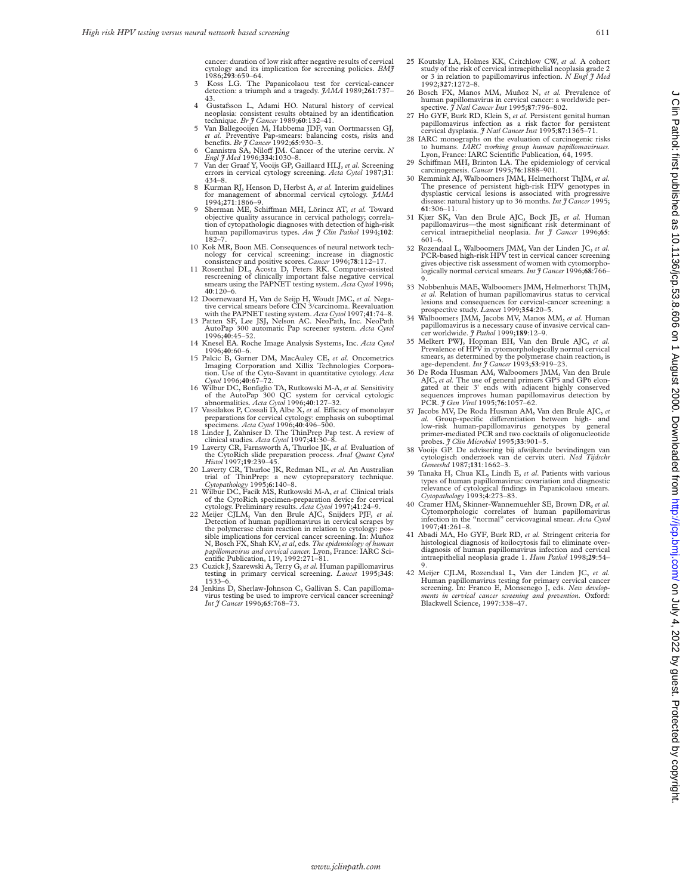cancer: duration of low risk after negative results of cervical cytology and its implication for screening policies. *BMJ* 1986;**293**:659–64.

3 Koss LG. The Papanicolaou test for cervical-cancer detection: a triumph and a tragedy. *JAMA* 1989;**261**:737–43.
4 Gustafsson L, Adami HO. Natural history of cervical neoplasia: consistent results obtained by an identification technique. *Br J Cancer* 1989;**60**:132–41.
5 Van Ballegooijen M, Habbema JDF, van Oortmarssen GJ, *et al.* Preventive Pap-smears: balancing costs, risks and benefits. *Br J Cancer* 1992;**65**:930–3.
6 Cannistra SA, Niloff JM. Cancer of the uterine cervix. *N Engl J Med* 1996;**334**:1030–8.
7 Van der Graaf Y, Vooijs GP, Gaillaard HLJ, *et al.* Screening errors in cervical cytology screening. *Acta Cytol* 1987;**31**: 434–8.
8 Kurman RJ, Henson D, Herbst A, *et al.* Interim guidelines for management of abnormal cervical cytology. *JAMA* 1994;**271**:1866–9.
9 Sherman ME, Schiffman MH, Lörincz AT, *et al.* Toward objective quality assurance in cervical pathology; correlation of cytopathologic diagnoses with detection of high-risk human papillomavirus types. *Am J Clin Pathol* 1994;**102**: 182–7.
10 Kok MR, Boon ME. Consequences of neural network technology for cervical screening: increase in diagnostic consistency and positive scores. *Cancer* 1996;**78**:112–17.
11 Rosenthal DL, Acosta D, Peters RK. Computer-assisted rescreening of clinically important false negative cervical smears using the PAPNET testing system. *Acta Cytol* 1996; **40**:120–6.
12 Doornewaard H, Van de Seijp H, Woudt JMC, *et al.* Negative cervical smears before CIN 3/carcinoma. Reevaluation with the PAPNET testing system. *Acta Cytol* 1997;**41**:74–8.
13 Patten SF, Lee JSJ, Nelson AC. NeoPath, Inc. NeoPath AutoPap 300 automatic Pap screener system. *Acta Cytol* 1996;**40**:45–52.
14 Knesel EA. Roche Image Analysis Systems, Inc. *Acta Cytol* 1996;**40**:60–6.
15 Palcic B, Garner DM, MacAuley CE, *et al.* Oncometrics Imaging Corporation and Xillix Technologies Corporation. Use of the Cyto-Savant in quantitative cytology. *Acta Cytol* 1996;**40**:67–72.
16 Wilbur DC, Bonfiglio TA, Rutkowski M-A, *et al.* Sensitivity of the AutoPap 300 QC system for cervical cytologic abnormalities. *Acta Cytol* 1996;**40**:127–32.
17 Vassilakos P, Cossali D, Albe X, *et al.* Efficacy of monolayer preparations for cervical cytology: emphasis on suboptimal specimens. *Acta Cytol* 1996;**40**:496–500.
18 Linder J, Zahniser D. The ThinPrep Pap test. A review of clinical studies. *Acta Cytol* 1997;**41**:30–8.
19 Laverty CR, Farnsworth A, Thurloe JK, *et al.* Evaluation of the CytoRich slide preparation process. *Anal Quant Cytol Histol* 1997;**19**:239–45.
20 Laverty CR, Thurloe JK, Redman NL, *et al.* An Australian trial of ThinPrep: a new cytopreparatory technique. *Cytopathology* 1995;**6**:140–8.
21 Wilbur DC, Facik MS, Rutkowski M-A, *et al.* Clinical trials of the CytoRich specimen-preparation device for cervical cytology. Preliminary results. *Acta Cytol* 1997;**41**:24–9.
22 Meijer CJLM, Van den Brule AJC, Snijders PJF, *et al.* Detection of human papillomavirus in cervical scrapes by the polymerase chain reaction in relation to cytology: possible implications for cervical cancer screening. In: Muñoz N, Bosch FX, Shah KV, *et al*, eds. *The epidemiology of human papillomavirus and cervical cancer.* Lyon, France: IARC Scientific Publication, 119, 1992:271–81.
23 Cuzick J, Szarewski A, Terry G, *et al.* Human papillomavirus testing in primary cervical screening. *Lancet* 1995;**345**: 1533–6.
24 Jenkins D, Sherlaw-Johnson C, Gallivan S. Can papillomavirus testing be used to improve cervical cancer screening? *Int J Cancer* 1996;**65**:768–73.
25 Koutsky LA, Holmes KK, Critchlow CW, *et al.* A cohort study of the risk of cervical intraepithelial neoplasia grade 2 or 3 in relation to papillomavirus infection. *N Engl J Med* 1992;**327**:1272–8.
26 Bosch FX, Manos MM, Muñoz N, *et al.* Prevalence of human papillomavirus in cervical cancer: a worldwide perspective. *J Natl Cancer Inst* 1995;**87**:796–802.
27 Ho GYF, Burk RD, Klein S, *et al.* Persistent genital human papillomavirus infection as a risk factor for persistent cervical dysplasia. *J Natl Cancer Inst* 1995;**87**:1365–71.
28 IARC monographs on the evaluation of carcinogenic risks to humans. *IARC working group human papillomaviruses.* Lyon, France: IARC Scientific Publication, 64, 1995.
29 Schiffman MH, Brinton LA. The epidemiology of cervical carcinogenesis. *Cancer* 1995;**76**:1888–901.
30 Remmink AJ, Walboomers JMM, Helmerhorst ThJM, *et al.* The presence of persistent high-risk HPV genotypes in dysplastic cervical lesions is associated with progressive disease: natural history up to 36 months. *Int J Cancer* 1995; **61**:306–11.
31 Kjær SK, Van den Brule AJC, Bock JE, *et al.* Human papillomavirus—the most significant risk determinant of cervical intraepithelial neoplasia. *Int J Cancer* 1996;**65**: 601–6.
32 Rozendaal L, Walboomers JMM, Van der Linden JC, *et al.* PCR-based high-risk HPV test in cervical cancer screening gives objective risk assessment of women with cytomorphologically normal cervical smears. *Int J Cancer* 1996;**68**:766–9.
33 Nobbenhuis MAE, Walboomers JMM, Helmerhorst ThJM, *et al.* Relation of human papillomavirus status to cervical lesions and consequences for cervical-cancer screening: a prospective study. *Lancet* 1999;**354**:20–5.
34 Walboomers JMM, Jacobs MV, Manos MM, *et al.* Human papillomavirus is a necessary cause of invasive cervical cancer worldwide. *J Pathol* 1999;**189**:12–9.
35 Melkert PWJ, Hopman EH, Van den Brule AJC, *et al.* Prevalence of HPV in cytomorphologically normal cervical smears, as determined by the polymerase chain reaction, is age-dependent. *Int J Cancer* 1993;**53**:919–23.
36 De Roda Husman AM, Walboomers JMM, Van den Brule AJC, *et al.* The use of general primers GP5 and GP6 elongated at their 3' ends with adjacent highly conserved sequences improves human papillomavirus detection by PCR. *J Gen Virol* 1995;**76**:1057–62.
37 Jacobs MV, De Roda Husman AM, Van den Brule AJC, *et al.* Group-specific differentiation between high- and low-risk human-papillomavirus genotypes by general primer-mediated PCR and two cocktails of oligonucleotide probes. *J Clin Microbiol* 1995;**33**:901–5.
38 Vooijs GP. De advisering bij afwijkende bevindingen van cytologisch onderzoek van de cervix uteri. *Ned Tijdschr Geneeskd* 1987;**131**:1662–3.
39 Tanaka H, Chua KL, Lindh E, *et al.* Patients with various types of human papillomavirus: covariation and diagnostic relevance of cytological findings in Papanicolaou smears. *Cytopathology* 1993;**4**:273–83.
40 Cramer HM, Skinner-Wannemuehler SE, Brown DR, *et al.* Cytomorphologic correlates of human papillomavirus infection in the "normal" cervicovaginal smear. *Acta Cytol* 1997;**41**:261–8.
41 Abadi MA, Ho GYF, Burk RD, *et al.* Stringent criteria for histological diagnosis of koilocytosis fail to eliminate overdiagnosis of human papillomavirus infection and cervical intraepithelial neoplasia grade 1. *Hum Pathol* 1998;**29**:54–9.
42 Meijer CJLM, Rozendaal L, Van der Linden JC, *et al.* Human papillomavirus testing for primary cervical cancer screening. In: Franco E, Monsenego J, eds. *New developments in cervical cancer screening and prevention.* Oxford: Blackwell Science, 1997:338–47.